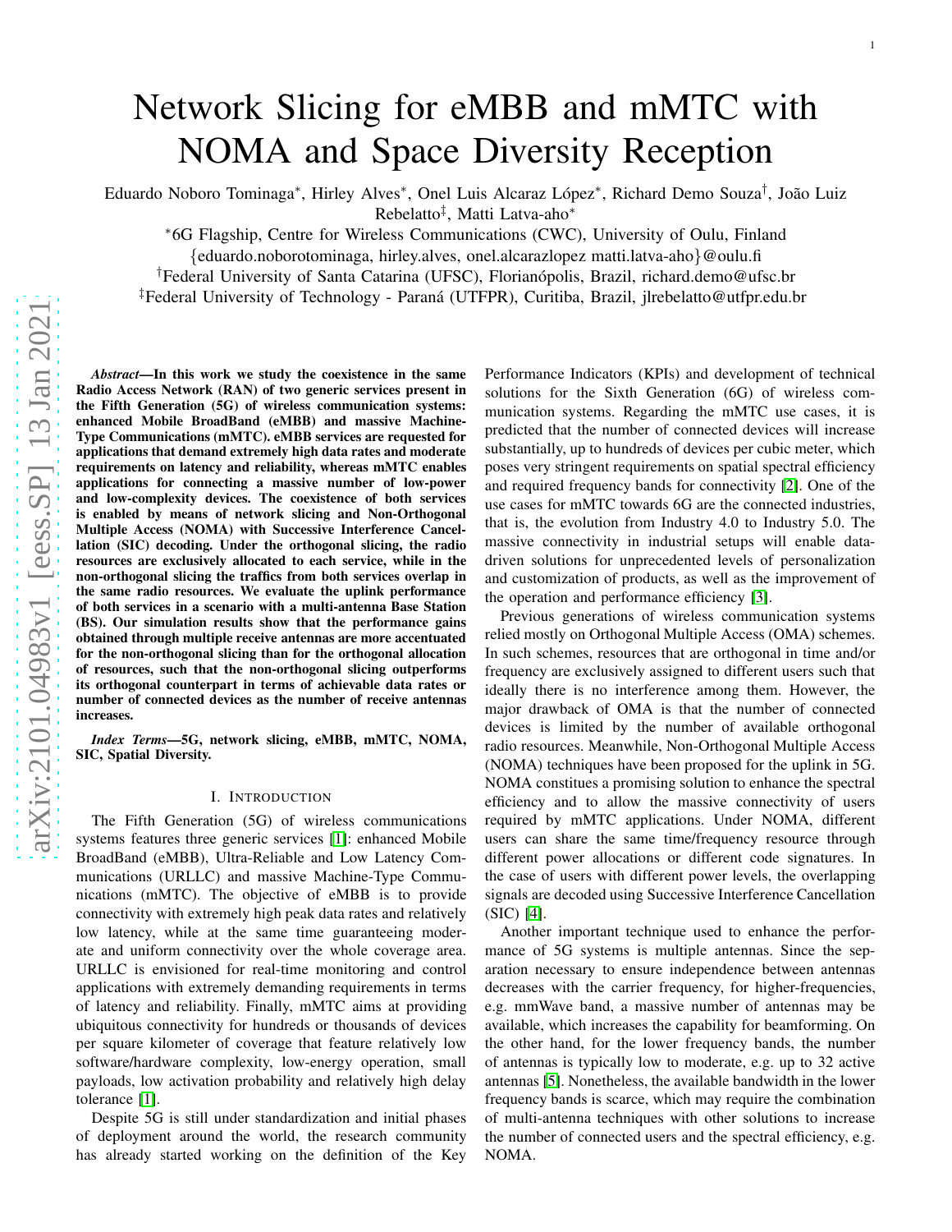# Network Slicing for eMBB and mMTC with NOMA and Space Diversity Reception

Eduardo Noboro Tominaga*, Hirley Alves*, Onel Luis Alcaraz López*, Richard Demo Souza†, João Luiz Rebelatto‡, Matti Latva-aho*

*6G Flagship, Centre for Wireless Communications (CWC), University of Oulu, Finland
{eduardo.noborotominaga, hirley.alves, onel.alcarazlopez matti.latva-aho}@oulu.fi

†Federal University of Santa Catarina (UFSC), Florianópolis, Brazil, richard.demo@ufsc.br

‡Federal University of Technology - Paraná (UTFPR), Curitiba, Brazil, jlrebelatto@utfpr.edu.br

***Abstract*—In this work we study the coexistence in the same Radio Access Network (RAN) of two generic services present in the Fifth Generation (5G) of wireless communication systems: enhanced Mobile BroadBand (eMBB) and massive Machine-Type Communications (mMTC). eMBB services are requested for applications that demand extremely high data rates and moderate requirements on latency and reliability, whereas mMTC enables applications for connecting a massive number of low-power and low-complexity devices. The coexistence of both services is enabled by means of network slicing and Non-Orthogonal Multiple Access (NOMA) with Successive Interference Cancellation (SIC) decoding. Under the orthogonal slicing, the radio resources are exclusively allocated to each service, while in the non-orthogonal slicing the traffics from both services overlap in the same radio resources. We evaluate the uplink performance of both services in a scenario with a multi-antenna Base Station (BS). Our simulation results show that the performance gains obtained through multiple receive antennas are more accentuated for the non-orthogonal slicing than for the orthogonal allocation of resources, such that the non-orthogonal slicing outperforms its orthogonal counterpart in terms of achievable data rates or number of connected devices as the number of receive antennas increases.**

***Index Terms*—5G, network slicing, eMBB, mMTC, NOMA, SIC, Spatial Diversity.**

## I. Introduction

The Fifth Generation (5G) of wireless communications systems features three generic services [1]: enhanced Mobile BroadBand (eMBB), Ultra-Reliable and Low Latency Communications (URLLC) and massive Machine-Type Communications (mMTC). The objective of eMBB is to provide connectivity with extremely high peak data rates and relatively low latency, while at the same time guaranteeing moderate and uniform connectivity over the whole coverage area. URLLC is envisioned for real-time monitoring and control applications with extremely demanding requirements in terms of latency and reliability. Finally, mMTC aims at providing ubiquitous connectivity for hundreds or thousands of devices per square kilometer of coverage that feature relatively low software/hardware complexity, low-energy operation, small payloads, low activation probability and relatively high delay tolerance [1].

Despite 5G is still under standardization and initial phases of deployment around the world, the research community has already started working on the definition of the Key Performance Indicators (KPIs) and development of technical solutions for the Sixth Generation (6G) of wireless communication systems. Regarding the mMTC use cases, it is predicted that the number of connected devices will increase substantially, up to hundreds of devices per cubic meter, which poses very stringent requirements on spatial spectral efficiency and required frequency bands for connectivity [2]. One of the use cases for mMTC towards 6G are the connected industries, that is, the evolution from Industry 4.0 to Industry 5.0. The massive connectivity in industrial setups will enable data-driven solutions for unprecedented levels of personalization and customization of products, as well as the improvement of the operation and performance efficiency [3].

Previous generations of wireless communication systems relied mostly on Orthogonal Multiple Access (OMA) schemes. In such schemes, resources that are orthogonal in time and/or frequency are exclusively assigned to different users such that ideally there is no interference among them. However, the major drawback of OMA is that the number of connected devices is limited by the number of available orthogonal radio resources. Meanwhile, Non-Orthogonal Multiple Access (NOMA) techniques have been proposed for the uplink in 5G. NOMA constitutes a promising solution to enhance the spectral efficiency and to allow the massive connectivity of users required by mMTC applications. Under NOMA, different users can share the same time/frequency resource through different power allocations or different code signatures. In the case of users with different power levels, the overlapping signals are decoded using Successive Interference Cancellation (SIC) [4].

Another important technique used to enhance the performance of 5G systems is multiple antennas. Since the separation necessary to ensure independence between antennas decreases with the carrier frequency, for higher-frequencies, e.g. mmWave band, a massive number of antennas may be available, which increases the capability for beamforming. On the other hand, for the lower frequency bands, the number of antennas is typically low to moderate, e.g. up to 32 active antennas [5]. Nonetheless, the available bandwidth in the lower frequency bands is scarce, which may require the combination of multi-antenna techniques with other solutions to increase the number of connected users and the spectral efficiency, e.g. NOMA.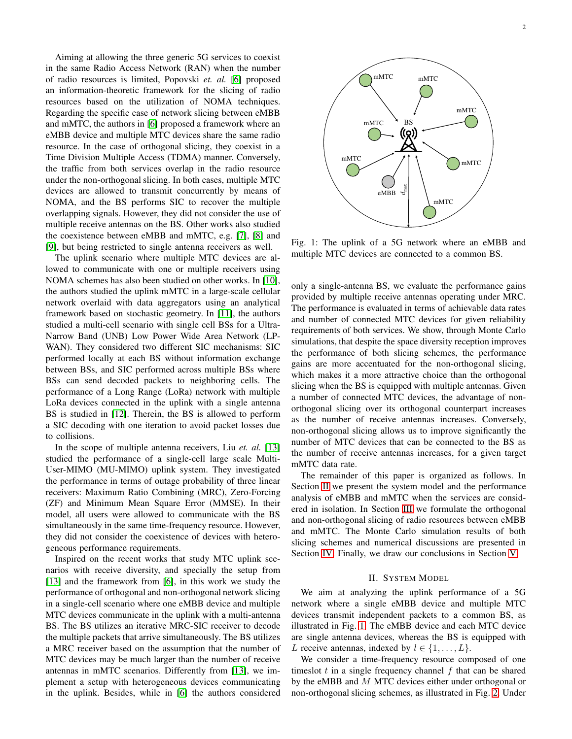Aiming at allowing the three generic 5G services to coexist in the same Radio Access Network (RAN) when the number of radio resources is limited, Popovski *et. al.* [6] proposed an information-theoretic framework for the slicing of radio resources based on the utilization of NOMA techniques. Regarding the specific case of network slicing between eMBB and mMTC, the authors in [6] proposed a framework where an eMBB device and multiple MTC devices share the same radio resource. In the case of orthogonal slicing, they coexist in a Time Division Multiple Access (TDMA) manner. Conversely, the traffic from both services overlap in the radio resource under the non-orthogonal slicing. In both cases, multiple MTC devices are allowed to transmit concurrently by means of NOMA, and the BS performs SIC to recover the multiple overlapping signals. However, they did not consider the use of multiple receive antennas on the BS. Other works also studied the coexistence between eMBB and mMTC, e.g. [7], [8] and [9], but being restricted to single antenna receivers as well.

The uplink scenario where multiple MTC devices are allowed to communicate with one or multiple receivers using NOMA schemes has also been studied on other works. In [10], the authors studied the uplink mMTC in a large-scale cellular network overlaid with data aggregators using an analytical framework based on stochastic geometry. In [11], the authors studied a multi-cell scenario with single cell BSs for a Ultra-Narrow Band (UNB) Low Power Wide Area Network (LP-WAN). They considered two different SIC mechanisms: SIC performed locally at each BS without information exchange between BSs, and SIC performed across multiple BSs where BSs can send decoded packets to neighboring cells. The performance of a Long Range (LoRa) network with multiple LoRa devices connected in the uplink with a single antenna BS is studied in [12]. Therein, the BS is allowed to perform a SIC decoding with one iteration to avoid packet losses due to collisions.

In the scope of multiple antenna receivers, Liu *et. al.* [13] studied the performance of a single-cell large scale Multi-User-MIMO (MU-MIMO) uplink system. They investigated the performance in terms of outage probability of three linear receivers: Maximum Ratio Combining (MRC), Zero-Forcing (ZF) and Minimum Mean Square Error (MMSE). In their model, all users were allowed to communicate with the BS simultaneously in the same time-frequency resource. However, they did not consider the coexistence of devices with heterogeneous performance requirements.

Inspired on the recent works that study MTC uplink scenarios with receive diversity, and specially the setup from [13] and the framework from [6], in this work we study the performance of orthogonal and non-orthogonal network slicing in a single-cell scenario where one eMBB device and multiple MTC devices communicate in the uplink with a multi-antenna BS. The BS utilizes an iterative MRC-SIC receiver to decode the multiple packets that arrive simultaneously. The BS utilizes a MRC receiver based on the assumption that the number of MTC devices may be much larger than the number of receive antennas in mMTC scenarios. Differently from [13], we implement a setup with heterogeneous devices communicating in the uplink. Besides, while in [6] the authors considered only a single-antenna BS, we evaluate the performance gains provided by multiple receive antennas operating under MRC. The performance is evaluated in terms of achievable data rates and number of connected MTC devices for given reliability requirements of both services. We show, through Monte Carlo simulations, that despite the space diversity reception improves the performance of both slicing schemes, the performance gains are more accentuated for the non-orthogonal slicing, which makes it a more attractive choice than the orthogonal slicing when the BS is equipped with multiple antennas. Given a number of connected MTC devices, the advantage of non-orthogonal slicing over its orthogonal counterpart increases as the number of receive antennas increases. Conversely, non-orthogonal slicing allows us to improve significantly the number of MTC devices that can be connected to the BS as the number of receive antennas increases, for a given target mMTC data rate.

Fig. 1: The uplink of a 5G network where an eMBB and multiple MTC devices are connected to a common BS.

The remainder of this paper is organized as follows. In Section II we present the system model and the performance analysis of eMBB and mMTC when the services are considered in isolation. In Section III we formulate the orthogonal and non-orthogonal slicing of radio resources between eMBB and mMTC. The Monte Carlo simulation results of both slicing schemes and numerical discussions are presented in Section IV. Finally, we draw our conclusions in Section V.

## II. System Model

We aim at analyzing the uplink performance of a 5G network where a single eMBB device and multiple MTC devices transmit independent packets to a common BS, as illustrated in Fig. 1. The eMBB device and each MTC device are single antenna devices, whereas the BS is equipped with $L$ receive antennas, indexed by $l \in \{1, \ldots, L\}$.

We consider a time-frequency resource composed of one timeslot $t$ in a single frequency channel $f$ that can be shared by the eMBB and $M$ MTC devices either under orthogonal or non-orthogonal slicing schemes, as illustrated in Fig. 2. Under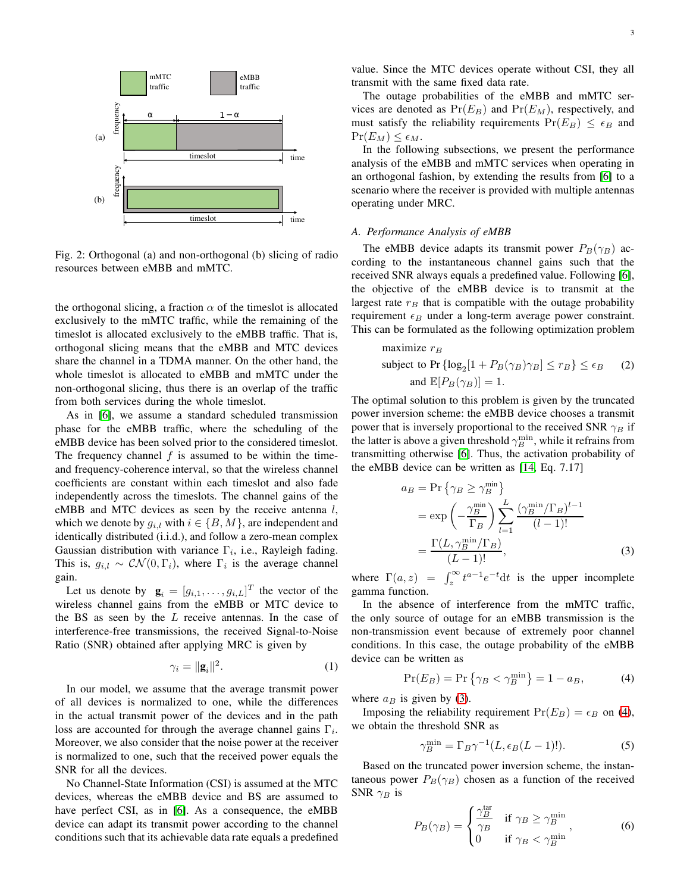Fig. 2: Orthogonal (a) and non-orthogonal (b) slicing of radio resources between eMBB and mMTC.

the orthogonal slicing, a fraction $\alpha$ of the timeslot is allocated exclusively to the mMTC traffic, while the remaining of the timeslot is allocated exclusively to the eMBB traffic. That is, orthogonal slicing means that the eMBB and MTC devices share the channel in a TDMA manner. On the other hand, the whole timeslot is allocated to eMBB and mMTC under the non-orthogonal slicing, thus there is an overlap of the traffic from both services during the whole timeslot.

As in [6], we assume a standard scheduled transmission phase for the eMBB traffic, where the scheduling of the eMBB device has been solved prior to the considered timeslot. The frequency channel $f$ is assumed to be within the time- and frequency-coherence interval, so that the wireless channel coefficients are constant within each timeslot and also fade independently across the timeslots. The channel gains of the eMBB and MTC devices as seen by the receive antenna $l$, which we denote by $g_{i,l}$ with $i \in \{B, M\}$, are independent and identically distributed (i.i.d.), and follow a zero-mean complex Gaussian distribution with variance $\Gamma_i$, i.e., Rayleigh fading. This is, $g_{i,l} \sim \mathcal{CN}(0, \Gamma_i)$, where $\Gamma_i$ is the average channel gain.

Let us denote by $\mathbf{g}_i = [g_{i,1}, \ldots, g_{i,L}]^T$ the vector of the wireless channel gains from the eMBB or MTC device to the BS as seen by the $L$ receive antennas. In the case of interference-free transmissions, the received Signal-to-Noise Ratio (SNR) obtained after applying MRC is given by

$$\gamma_i = \|\mathbf{g}_i\|^2. \tag{1}$$

In our model, we assume that the average transmit power of all devices is normalized to one, while the differences in the actual transmit power of the devices and in the path loss are accounted for through the average channel gains $\Gamma_i$. Moreover, we also consider that the noise power at the receiver is normalized to one, such that the received power equals the SNR for all the devices.

No Channel-State Information (CSI) is assumed at the MTC devices, whereas the eMBB device and BS are assumed to have perfect CSI, as in [6]. As a consequence, the eMBB device can adapt its transmit power according to the channel conditions such that its achievable data rate equals a predefined value. Since the MTC devices operate without CSI, they all transmit with the same fixed data rate.

The outage probabilities of the eMBB and mMTC services are denoted as $\Pr(E_B)$ and $\Pr(E_M)$, respectively, and must satisfy the reliability requirements $\Pr(E_B) \leq \epsilon_B$ and $\Pr(E_M) \leq \epsilon_M$.

In the following subsections, we present the performance analysis of the eMBB and mMTC services when operating in an orthogonal fashion, by extending the results from [6] to a scenario where the receiver is provided with multiple antennas operating under MRC.

### A. Performance Analysis of eMBB

The eMBB device adapts its transmit power $P_B(\gamma_B)$ according to the instantaneous channel gains such that the received SNR always equals a predefined value. Following [6], the objective of the eMBB device is to transmit at the largest rate $r_B$ that is compatible with the outage probability requirement $\epsilon_B$ under a long-term average power constraint. This can be formulated as the following optimization problem

$$\begin{aligned} &\text{maximize } r_B \\ &\text{subject to } \Pr\left\{\log_2[1 + P_B(\gamma_B)\gamma_B] \leq r_B\right\} \leq \epsilon_B \\ &\quad\quad \text{and } \mathbb{E}[P_B(\gamma_B)] = 1. \end{aligned} \tag{2}$$

The optimal solution to this problem is given by the truncated power inversion scheme: the eMBB device chooses a transmit power that is inversely proportional to the received SNR $\gamma_B$ if the latter is above a given threshold $\gamma_B^{\min}$, while it refrains from transmitting otherwise [6]. Thus, the activation probability of the eMBB device can be written as [14, Eq. 7.17]

$$\begin{aligned} a_B &= \Pr\left\{\gamma_B \geq \gamma_B^{\min}\right\} \\ &= \exp\left(-\frac{\gamma_B^{\min}}{\Gamma_B}\right) \sum_{l=1}^{L} \frac{(\gamma_B^{\min}/\Gamma_B)^{l-1}}{(l-1)!} \\ &= \frac{\Gamma(L, \gamma_B^{\min}/\Gamma_B)}{(L-1)!}, \end{aligned} \tag{3}$$

where $\Gamma(a, z) = \int_z^\infty t^{a-1} e^{-t} \mathrm{d}t$ is the upper incomplete gamma function.

In the absence of interference from the mMTC traffic, the only source of outage for an eMBB transmission is the non-transmission event because of extremely poor channel conditions. In this case, the outage probability of the eMBB device can be written as

$$\Pr(E_B) = \Pr\left\{\gamma_B < \gamma_B^{\min}\right\} = 1 - a_B, \tag{4}$$

where $a_B$ is given by (3).

Imposing the reliability requirement $\Pr(E_B) = \epsilon_B$ on (4), we obtain the threshold SNR as

$$\gamma_B^{\min} = \Gamma_B \gamma^{-1}(L, \epsilon_B (L-1)!). \tag{5}$$

Based on the truncated power inversion scheme, the instantaneous power $P_B(\gamma_B)$ chosen as a function of the received SNR $\gamma_B$ is

$$P_B(\gamma_B) = \begin{cases} \dfrac{\gamma_B^{\text{tar}}}{\gamma_B} & \text{if } \gamma_B \geq \gamma_B^{\min} \\ 0 & \text{if } \gamma_B < \gamma_B^{\min} \end{cases}, \tag{6}$$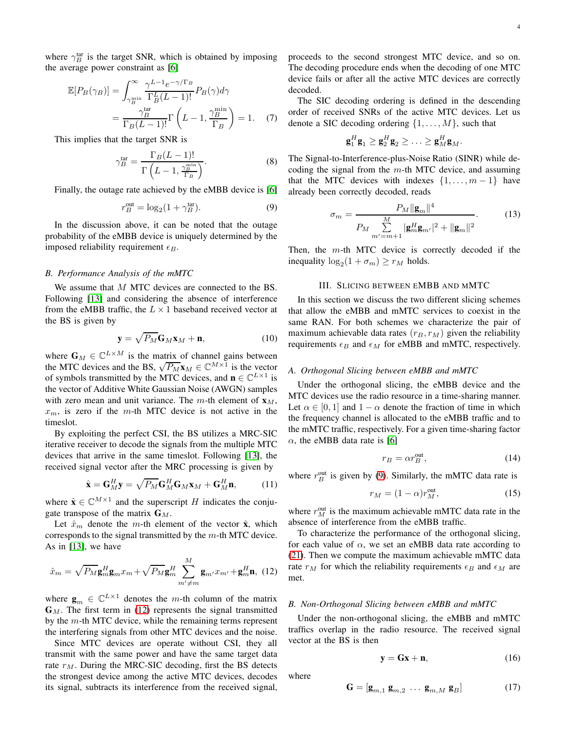where $\gamma_B^{\text{tar}}$ is the target SNR, which is obtained by imposing the average power constraint as [6]

$$\mathbb{E}[P_B(\gamma_B)] = \int_{\gamma_B^{\min}}^{\infty} \frac{\gamma^{L-1} e^{-\gamma/\Gamma_B}}{\Gamma_B^L (L-1)!} P_B(\gamma) d\gamma = \frac{\gamma_B^{\text{tar}}}{\Gamma_B (L-1)!} \Gamma\left(L-1, \frac{\gamma_B^{\min}}{\Gamma_B}\right) = 1. \quad (7)$$

This implies that the target SNR is

$$\gamma_B^{\text{tar}} = \frac{\Gamma_B (L-1)!}{\Gamma\left(L-1, \frac{\gamma_B^{\min}}{\Gamma_B}\right)}. \quad (8)$$

Finally, the outage rate achieved by the eMBB device is [6]

$$r_B^{\text{out}} = \log_2(1 + \gamma_B^{\text{tar}}). \quad (9)$$

In the discussion above, it can be noted that the outage probability of the eMBB device is uniquely determined by the imposed reliability requirement $\epsilon_B$.

### *B. Performance Analysis of the mMTC*

We assume that $M$ MTC devices are connected to the BS. Following [13] and considering the absence of interference from the eMBB traffic, the $L \times 1$ baseband received vector at the BS is given by

$$\mathbf{y} = \sqrt{P_M} \mathbf{G}_M \mathbf{x}_M + \mathbf{n}, \quad (10)$$

where $\mathbf{G}_M \in \mathbb{C}^{L \times M}$ is the matrix of channel gains between the MTC devices and the BS, $\sqrt{P_M} \mathbf{x}_M \in \mathbb{C}^{M \times 1}$ is the vector of symbols transmitted by the MTC devices, and $\mathbf{n} \in \mathbb{C}^{L \times 1}$ is the vector of Additive White Gaussian Noise (AWGN) samples with zero mean and unit variance. The $m$-th element of $\mathbf{x}_M$, $x_m$, is zero if the $m$-th MTC device is not active in the timeslot.

By exploiting the perfect CSI, the BS utilizes a MRC-SIC iterative receiver to decode the signals from the multiple MTC devices that arrive in the same timeslot. Following [13], the received signal vector after the MRC processing is given by

$$\hat{\mathbf{x}} = \mathbf{G}_M^H \mathbf{y} = \sqrt{P_M} \mathbf{G}_M^H \mathbf{G}_M \mathbf{x}_M + \mathbf{G}_M^H \mathbf{n}, \quad (11)$$

where $\hat{\mathbf{x}} \in \mathbb{C}^{M \times 1}$ and the superscript $H$ indicates the conjugate transpose of the matrix $\mathbf{G}_M$.

Let $\hat{x}_m$ denote the $m$-th element of the vector $\hat{\mathbf{x}}$, which corresponds to the signal transmitted by the $m$-th MTC device. As in [13], we have

$$\hat{x}_m = \sqrt{P_M} \mathbf{g}_m^H \mathbf{g}_m x_m + \sqrt{P_M} \mathbf{g}_m^H \sum_{m' \neq m}^{M} \mathbf{g}_{m'} x_{m'} + \mathbf{g}_m^H \mathbf{n}, \quad (12)$$

where $\mathbf{g}_m \in \mathbb{C}^{L \times 1}$ denotes the $m$-th column of the matrix $\mathbf{G}_M$. The first term in (12) represents the signal transmitted by the $m$-th MTC device, while the remaining terms represent the interfering signals from other MTC devices and the noise.

Since MTC devices are operate without CSI, they all transmit with the same power and have the same target data rate $r_M$. During the MRC-SIC decoding, first the BS detects the strongest device among the active MTC devices, decodes its signal, subtracts its interference from the received signal, proceeds to the second strongest MTC device, and so on. The decoding procedure ends when the decoding of one MTC device fails or after all the active MTC devices are correctly decoded.

The SIC decoding ordering is defined in the descending order of received SNRs of the active MTC devices. Let us denote a SIC decoding ordering $\{1, \ldots, M\}$, such that

$$\mathbf{g}_1^H \mathbf{g}_1 \geq \mathbf{g}_2^H \mathbf{g}_2 \geq \ldots \geq \mathbf{g}_M^H \mathbf{g}_M.$$

The Signal-to-Interference-plus-Noise Ratio (SINR) while decoding the signal from the $m$-th MTC device, and assuming that the MTC devices with indexes $\{1, \ldots, m-1\}$ have already been correctly decoded, reads

$$\sigma_m = \frac{P_M \|\mathbf{g}_m\|^4}{P_M \sum_{m'=m+1}^{M} |\mathbf{g}_m^H \mathbf{g}_{m'}|^2 + \|\mathbf{g}_m\|^2}. \quad (13)$$

Then, the $m$-th MTC device is correctly decoded if the inequality $\log_2(1 + \sigma_m) \geq r_M$ holds.

## III. Slicing between eMBB and mMTC

In this section we discuss the two different slicing schemes that allow the eMBB and mMTC services to coexist in the same RAN. For both schemes we characterize the pair of maximum achievable data rates $(r_B, r_M)$ given the reliability requirements $\epsilon_B$ and $\epsilon_M$ for eMBB and mMTC, respectively.

### *A. Orthogonal Slicing between eMBB and mMTC*

Under the orthogonal slicing, the eMBB device and the MTC devices use the radio resource in a time-sharing manner. Let $\alpha \in [0, 1]$ and $1 - \alpha$ denote the fraction of time in which the frequency channel is allocated to the eMBB traffic and to the mMTC traffic, respectively. For a given time-sharing factor $\alpha$, the eMBB data rate is [6]

$$r_B = \alpha r_B^{\text{out}}, \quad (14)$$

where $r_B^{\text{out}}$ is given by (9). Similarly, the mMTC data rate is

$$r_M = (1 - \alpha) r_M^{\text{out}}, \quad (15)$$

where $r_M^{\text{out}}$ is the maximum achievable mMTC data rate in the absence of interference from the eMBB traffic.

To characterize the performance of the orthogonal slicing, for each value of $\alpha$, we set an eMBB data rate according to (21). Then we compute the maximum achievable mMTC data rate $r_M$ for which the reliability requirements $\epsilon_B$ and $\epsilon_M$ are met.

### *B. Non-Orthogonal Slicing between eMBB and mMTC*

Under the non-orthogonal slicing, the eMBB and mMTC traffics overlap in the radio resource. The received signal vector at the BS is then

$$\mathbf{y} = \mathbf{G} \mathbf{x} + \mathbf{n}, \quad (16)$$

where

$$\mathbf{G} = [\mathbf{g}_{m,1} \; \mathbf{g}_{m,2} \; \ldots \; \mathbf{g}_{m,M} \; \mathbf{g}_B] \quad (17)$$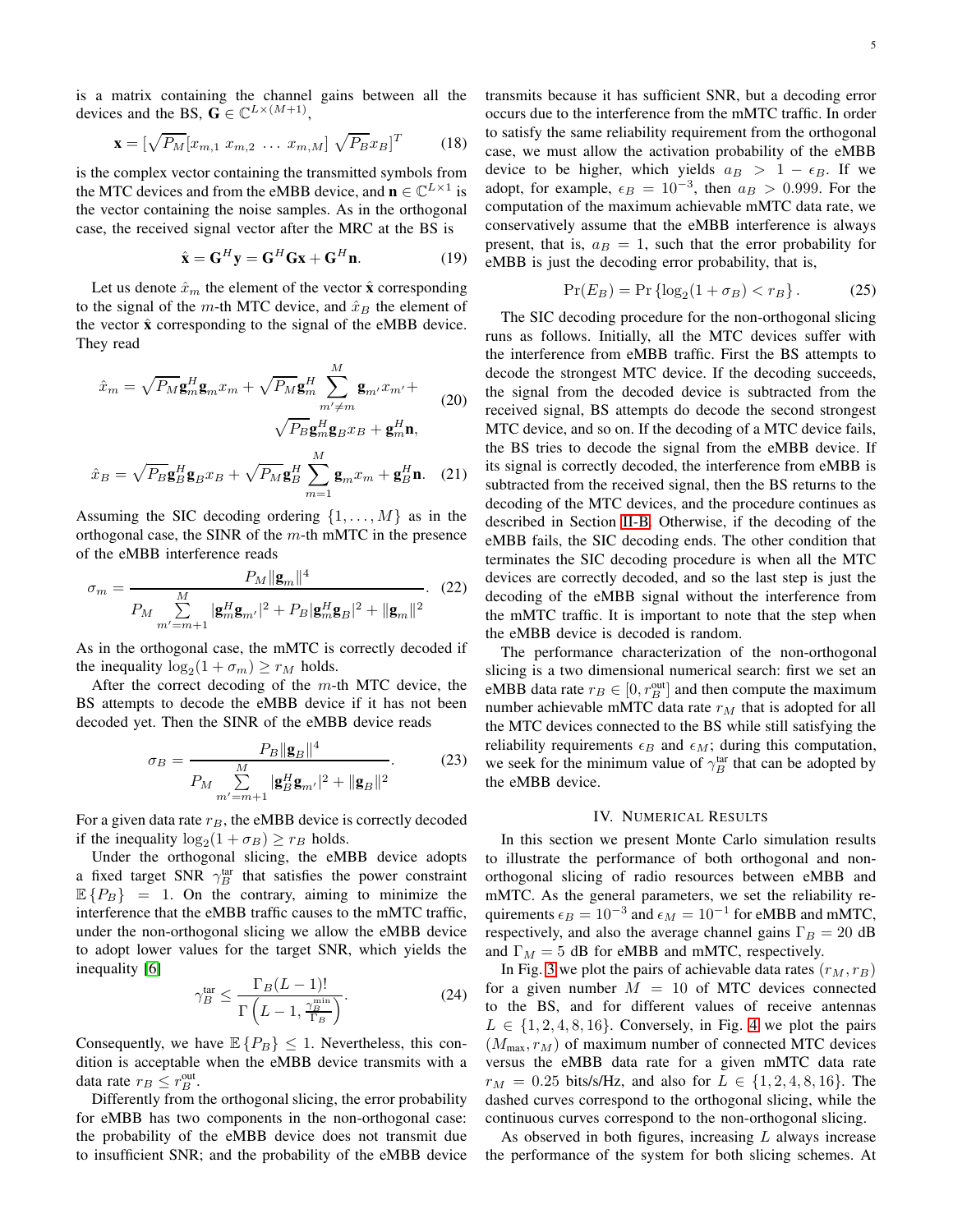is a matrix containing the channel gains between all the devices and the BS, $\mathbf{G} \in \mathbb{C}^{L\times(M+1)}$,

$$\mathbf{x} = [\sqrt{P_M}[x_{m,1}\ x_{m,2}\ \dots\ x_{m,M}]\ \sqrt{P_B}x_B]^T \tag{18}$$

is the complex vector containing the transmitted symbols from the MTC devices and from the eMBB device, and $\mathbf{n} \in \mathbb{C}^{L\times 1}$ is the vector containing the noise samples. As in the orthogonal case, the received signal vector after the MRC at the BS is

$$\hat{\mathbf{x}} = \mathbf{G}^H\mathbf{y} = \mathbf{G}^H\mathbf{G}\mathbf{x} + \mathbf{G}^H\mathbf{n}. \tag{19}$$

Let us denote $\hat{x}_m$ the element of the vector $\hat{\mathbf{x}}$ corresponding to the signal of the $m$-th MTC device, and $\hat{x}_B$ the element of the vector $\hat{\mathbf{x}}$ corresponding to the signal of the eMBB device. They read

$$\hat{x}_m = \sqrt{P_M}\mathbf{g}_m^H\mathbf{g}_m x_m + \sqrt{P_M}\mathbf{g}_m^H \sum_{m'\neq m}^{M} \mathbf{g}_{m'}x_{m'} + \sqrt{P_B}\mathbf{g}_m^H\mathbf{g}_B x_B + \mathbf{g}_m^H\mathbf{n}, \tag{20}$$

$$\hat{x}_B = \sqrt{P_B}\mathbf{g}_B^H\mathbf{g}_B x_B + \sqrt{P_M}\mathbf{g}_B^H \sum_{m=1}^{M} \mathbf{g}_m x_m + \mathbf{g}_B^H\mathbf{n}. \tag{21}$$

Assuming the SIC decoding ordering $\{1,\dots,M\}$ as in the orthogonal case, the SINR of the $m$-th mMTC in the presence of the eMBB interference reads

$$\sigma_m = \frac{P_M\|\mathbf{g}_m\|^4}{P_M \sum\limits_{m'=m+1}^{M} |\mathbf{g}_m^H\mathbf{g}_{m'}|^2 + P_B|\mathbf{g}_m^H\mathbf{g}_B|^2 + \|\mathbf{g}_m\|^2}. \tag{22}$$

As in the orthogonal case, the mMTC is correctly decoded if the inequality $\log_2(1+\sigma_m) \geq r_M$ holds.

After the correct decoding of the $m$-th MTC device, the BS attempts to decode the eMBB device if it has not been decoded yet. Then the SINR of the eMBB device reads

$$\sigma_B = \frac{P_B\|\mathbf{g}_B\|^4}{P_M \sum\limits_{m'=m+1}^{M} |\mathbf{g}_B^H\mathbf{g}_{m'}|^2 + \|\mathbf{g}_B\|^2}. \tag{23}$$

For a given data rate $r_B$, the eMBB device is correctly decoded if the inequality $\log_2(1+\sigma_B) \geq r_B$ holds.

Under the orthogonal slicing, the eMBB device adopts a fixed target SNR $\gamma_B^{\text{tar}}$ that satisfies the power constraint $\mathbb{E}\{P_B\} = 1$. On the contrary, aiming to minimize the interference that the eMBB traffic causes to the mMTC traffic, under the non-orthogonal slicing we allow the eMBB device to adopt lower values for the target SNR, which yields the inequality [6]

$$\gamma_B^{\text{tar}} \leq \frac{\Gamma_B(L-1)!}{\Gamma\left(L-1, \frac{\gamma_B^{\min}}{\Gamma_B}\right)}. \tag{24}$$

Consequently, we have $\mathbb{E}\{P_B\} \leq 1$. Nevertheless, this condition is acceptable when the eMBB device transmits with a data rate $r_B \leq r_B^{\text{out}}$.

Differently from the orthogonal slicing, the error probability for eMBB has two components in the non-orthogonal case: the probability of the eMBB device does not transmit due to insufficient SNR; and the probability of the eMBB device transmits because it has sufficient SNR, but a decoding error occurs due to the interference from the mMTC traffic. In order to satisfy the same reliability requirement from the orthogonal case, we must allow the activation probability of the eMBB device to be higher, which yields $a_B > 1 - \epsilon_B$. If we adopt, for example, $\epsilon_B = 10^{-3}$, then $a_B > 0.999$. For the computation of the maximum achievable mMTC data rate, we conservatively assume that the eMBB interference is always present, that is, $a_B = 1$, such that the error probability for eMBB is just the decoding error probability, that is,

$$\Pr(E_B) = \Pr\left\{\log_2(1+\sigma_B) < r_B\right\}. \tag{25}$$

The SIC decoding procedure for the non-orthogonal slicing runs as follows. Initially, all the MTC devices suffer with the interference from eMBB traffic. First the BS attempts to decode the strongest MTC device. If the decoding succeeds, the signal from the decoded device is subtracted from the received signal, BS attempts do decode the second strongest MTC device, and so on. If the decoding of a MTC device fails, the BS tries to decode the signal from the eMBB device. If its signal is correctly decoded, the interference from eMBB is subtracted from the received signal, then the BS returns to the decoding of the MTC devices, and the procedure continues as described in Section III-B. Otherwise, if the decoding of the eMBB fails, the SIC decoding ends. The other condition that terminates the SIC decoding procedure is when all the MTC devices are correctly decoded, and so the last step is just the decoding of the eMBB signal without the interference from the mMTC traffic. It is important to note that the step when the eMBB device is decoded is random.

The performance characterization of the non-orthogonal slicing is a two dimensional numerical search: first we set an eMBB data rate $r_B \in [0, r_B^{\text{out}}]$ and then compute the maximum number achievable mMTC data rate $r_M$ that is adopted for all the MTC devices connected to the BS while still satisfying the reliability requirements $\epsilon_B$ and $\epsilon_M$; during this computation, we seek for the minimum value of $\gamma_B^{\text{tar}}$ that can be adopted by the eMBB device.

## IV. Numerical Results

In this section we present Monte Carlo simulation results to illustrate the performance of both orthogonal and non-orthogonal slicing of radio resources between eMBB and mMTC. As the general parameters, we set the reliability requirements $\epsilon_B = 10^{-3}$ and $\epsilon_M = 10^{-1}$ for eMBB and mMTC, respectively, and also the average channel gains $\Gamma_B = 20$ dB and $\Gamma_M = 5$ dB for eMBB and mMTC, respectively.

In Fig. 3 we plot the pairs of achievable data rates $(r_M, r_B)$ for a given number $M = 10$ of MTC devices connected to the BS, and for different values of receive antennas $L \in \{1, 2, 4, 8, 16\}$. Conversely, in Fig. 4 we plot the pairs $(M_{\max}, r_M)$ of maximum number of connected MTC devices versus the eMBB data rate for a given mMTC data rate $r_M = 0.25$ bits/s/Hz, and also for $L \in \{1, 2, 4, 8, 16\}$. The dashed curves correspond to the orthogonal slicing, while the continuous curves correspond to the non-orthogonal slicing.

As observed in both figures, increasing $L$ always increase the performance of the system for both slicing schemes. At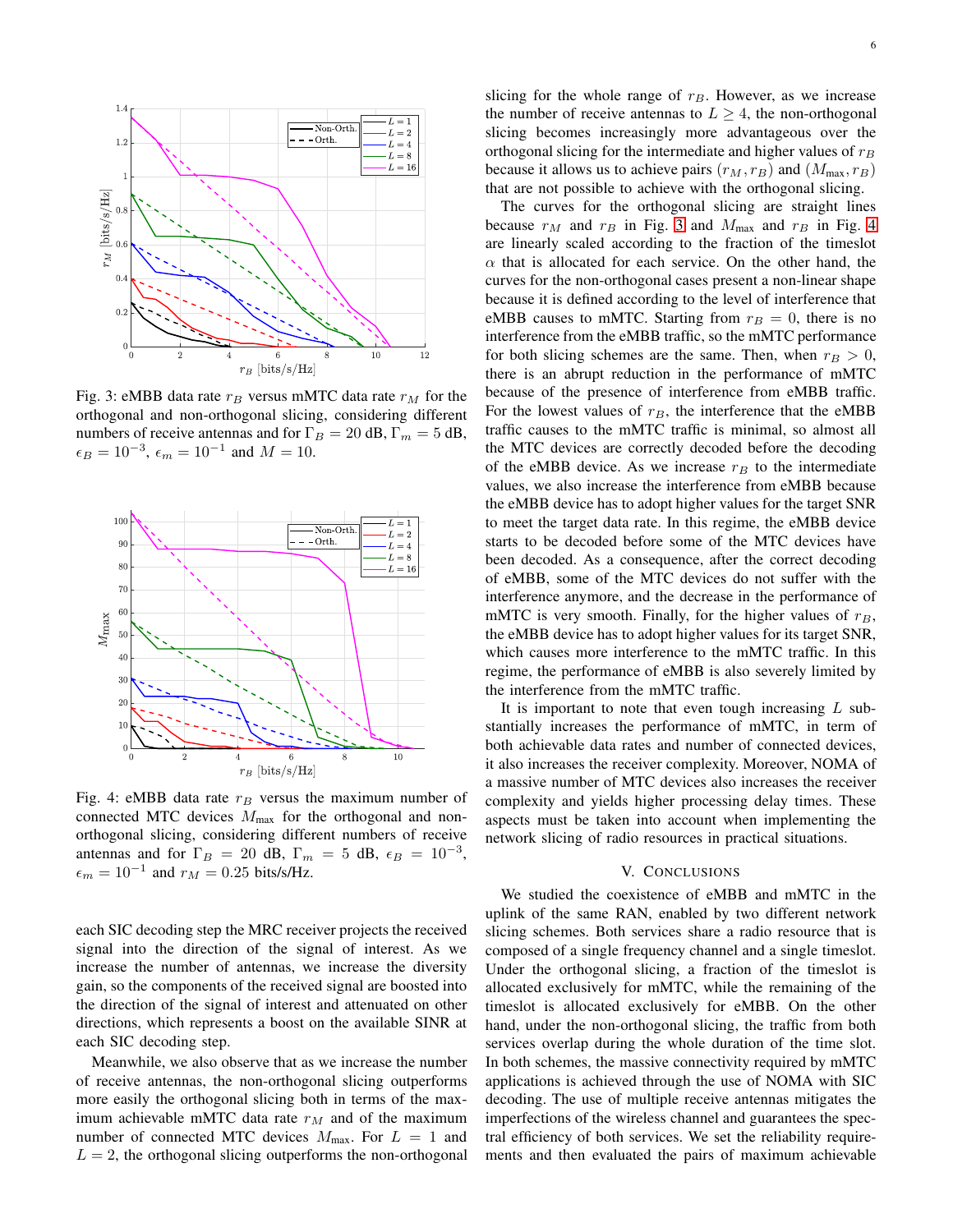Fig. 3: eMBB data rate $r_B$ versus mMTC data rate $r_M$ for the orthogonal and non-orthogonal slicing, considering different numbers of receive antennas and for $\Gamma_B = 20$ dB, $\Gamma_m = 5$ dB, $\epsilon_B = 10^{-3}$, $\epsilon_m = 10^{-1}$ and $M = 10$.

Fig. 4: eMBB data rate $r_B$ versus the maximum number of connected MTC devices $M_{\max}$ for the orthogonal and non-orthogonal slicing, considering different numbers of receive antennas and for $\Gamma_B = 20$ dB, $\Gamma_m = 5$ dB, $\epsilon_B = 10^{-3}$, $\epsilon_m = 10^{-1}$ and $r_M = 0.25$ bits/s/Hz.

each SIC decoding step the MRC receiver projects the received signal into the direction of the signal of interest. As we increase the number of antennas, we increase the diversity gain, so the components of the received signal are boosted into the direction of the signal of interest and attenuated on other directions, which represents a boost on the available SINR at each SIC decoding step.

Meanwhile, we also observe that as we increase the number of receive antennas, the non-orthogonal slicing outperforms more easily the orthogonal slicing both in terms of the maximum achievable mMTC data rate $r_M$ and of the maximum number of connected MTC devices $M_{\max}$. For $L = 1$ and $L = 2$, the orthogonal slicing outperforms the non-orthogonal slicing for the whole range of $r_B$. However, as we increase the number of receive antennas to $L \geq 4$, the non-orthogonal slicing becomes increasingly more advantageous over the orthogonal slicing for the intermediate and higher values of $r_B$ because it allows us to achieve pairs $(r_M, r_B)$ and $(M_{\max}, r_B)$ that are not possible to achieve with the orthogonal slicing.

The curves for the orthogonal slicing are straight lines because $r_M$ and $r_B$ in Fig. 3 and $M_{\max}$ and $r_B$ in Fig. 4 are linearly scaled according to the fraction of the timeslot $\alpha$ that is allocated for each service. On the other hand, the curves for the non-orthogonal cases present a non-linear shape because it is defined according to the level of interference that eMBB causes to mMTC. Starting from $r_B = 0$, there is no interference from the eMBB traffic, so the mMTC performance for both slicing schemes are the same. Then, when $r_B > 0$, there is an abrupt reduction in the performance of mMTC because of the presence of interference from eMBB traffic. For the lowest values of $r_B$, the interference that the eMBB traffic causes to the mMTC traffic is minimal, so almost all the MTC devices are correctly decoded before the decoding of the eMBB device. As we increase $r_B$ to the intermediate values, we also increase the interference from eMBB because the eMBB device has to adopt higher values for the target SNR to meet the target data rate. In this regime, the eMBB device starts to be decoded before some of the MTC devices have been decoded. As a consequence, after the correct decoding of eMBB, some of the MTC devices do not suffer with the interference anymore, and the decrease in the performance of mMTC is very smooth. Finally, for the higher values of $r_B$, the eMBB device has to adopt higher values for its target SNR, which causes more interference to the mMTC traffic. In this regime, the performance of eMBB is also severely limited by the interference from the mMTC traffic.

It is important to note that even tough increasing $L$ substantially increases the performance of mMTC, in term of both achievable data rates and number of connected devices, it also increases the receiver complexity. Moreover, NOMA of a massive number of MTC devices also increases the receiver complexity and yields higher processing delay times. These aspects must be taken into account when implementing the network slicing of radio resources in practical situations.

## V. Conclusions

We studied the coexistence of eMBB and mMTC in the uplink of the same RAN, enabled by two different network slicing schemes. Both services share a radio resource that is composed of a single frequency channel and a single timeslot. Under the orthogonal slicing, a fraction of the timeslot is allocated exclusively for mMTC, while the remaining of the timeslot is allocated exclusively for eMBB. On the other hand, under the non-orthogonal slicing, the traffic from both services overlap during the whole duration of the time slot. In both schemes, the massive connectivity required by mMTC applications is achieved through the use of NOMA with SIC decoding. The use of multiple receive antennas mitigates the imperfections of the wireless channel and guarantees the spectral efficiency of both services. We set the reliability requirements and then evaluated the pairs of maximum achievable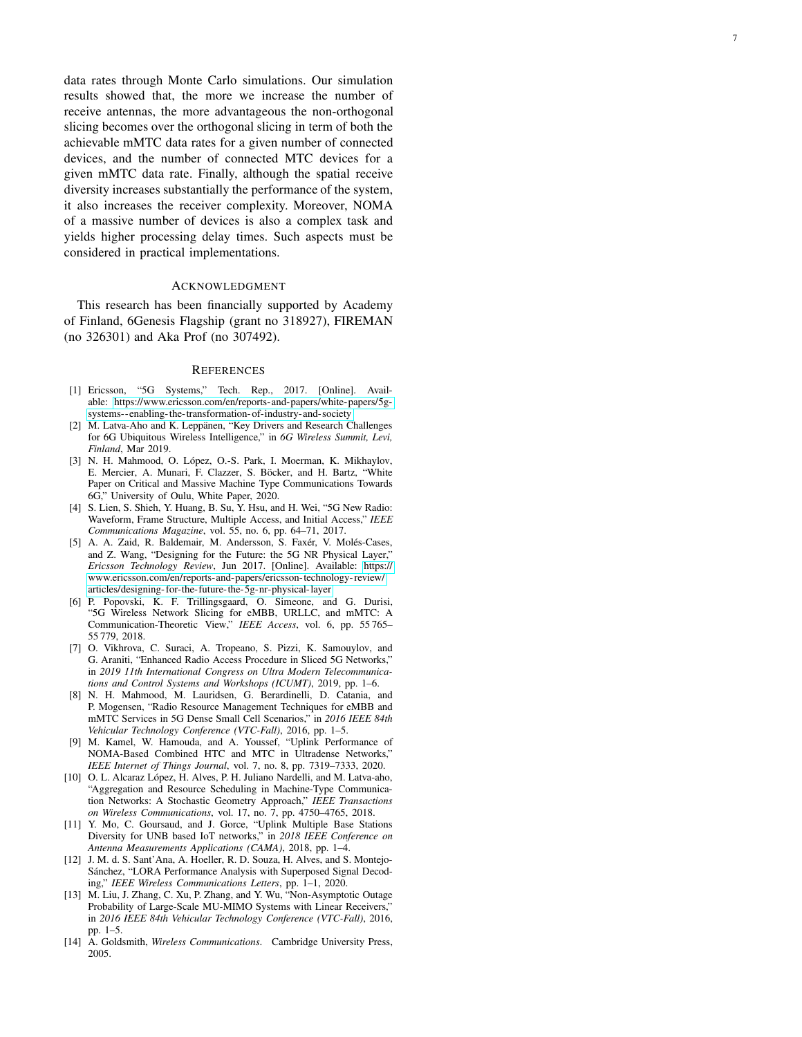data rates through Monte Carlo simulations. Our simulation results showed that, the more we increase the number of receive antennas, the more advantageous the non-orthogonal slicing becomes over the orthogonal slicing in term of both the achievable mMTC data rates for a given number of connected devices, and the number of connected MTC devices for a given mMTC data rate. Finally, although the spatial receive diversity increases substantially the performance of the system, it also increases the receiver complexity. Moreover, NOMA of a massive number of devices is also a complex task and yields higher processing delay times. Such aspects must be considered in practical implementations.

## Acknowledgment

This research has been financially supported by Academy of Finland, 6Genesis Flagship (grant no 318927), FIREMAN (no 326301) and Aka Prof (no 307492).

## References

[1] Ericsson, "5G Systems," Tech. Rep., 2017. [Online]. Available: https://www.ericsson.com/en/reports-and-papers/white-papers/5g-systems--enabling-the-transformation-of-industry-and-society

[2] M. Latva-Aho and K. Leppänen, "Key Drivers and Research Challenges for 6G Ubiquitous Wireless Intelligence," in *6G Wireless Summit, Levi, Finland*, Mar 2019.

[3] N. H. Mahmood, O. López, O.-S. Park, I. Moerman, K. Mikhaylov, E. Mercier, A. Munari, F. Clazzer, S. Böcker, and H. Bartz, "White Paper on Critical and Massive Machine Type Communications Towards 6G," University of Oulu, White Paper, 2020.

[4] S. Lien, S. Shieh, Y. Huang, B. Su, Y. Hsu, and H. Wei, "5G New Radio: Waveform, Frame Structure, Multiple Access, and Initial Access," *IEEE Communications Magazine*, vol. 55, no. 6, pp. 64–71, 2017.

[5] A. A. Zaid, R. Baldemair, M. Andersson, S. Faxér, V. Molés-Cases, and Z. Wang, "Designing for the Future: the 5G NR Physical Layer," *Ericsson Technology Review*, Jun 2017. [Online]. Available: https://www.ericsson.com/en/reports-and-papers/ericsson-technology-review/articles/designing-for-the-future-the-5g-nr-physical-layer

[6] P. Popovski, K. F. Trillingsgaard, O. Simeone, and G. Durisi, "5G Wireless Network Slicing for eMBB, URLLC, and mMTC: A Communication-Theoretic View," *IEEE Access*, vol. 6, pp. 55 765–55 779, 2018.

[7] O. Vikhrova, C. Suraci, A. Tropeano, S. Pizzi, K. Samouylov, and G. Araniti, "Enhanced Radio Access Procedure in Sliced 5G Networks," in *2019 11th International Congress on Ultra Modern Telecommunications and Control Systems and Workshops (ICUMT)*, 2019, pp. 1–6.

[8] N. H. Mahmood, M. Lauridsen, G. Berardinelli, D. Catania, and P. Mogensen, "Radio Resource Management Techniques for eMBB and mMTC Services in 5G Dense Small Cell Scenarios," in *2016 IEEE 84th Vehicular Technology Conference (VTC-Fall)*, 2016, pp. 1–5.

[9] M. Kamel, W. Hamouda, and A. Youssef, "Uplink Performance of NOMA-Based Combined HTC and MTC in Ultradense Networks," *IEEE Internet of Things Journal*, vol. 7, no. 8, pp. 7319–7333, 2020.

[10] O. L. Alcaraz López, H. Alves, P. H. Juliano Nardelli, and M. Latva-aho, "Aggregation and Resource Scheduling in Machine-Type Communication Networks: A Stochastic Geometry Approach," *IEEE Transactions on Wireless Communications*, vol. 17, no. 7, pp. 4750–4765, 2018.

[11] Y. Mo, C. Goursaud, and J. Gorce, "Uplink Multiple Base Stations Diversity for UNB based IoT networks," in *2018 IEEE Conference on Antenna Measurements Applications (CAMA)*, 2018, pp. 1–4.

[12] J. M. d. S. Sant'Ana, A. Hoeller, R. D. Souza, H. Alves, and S. Montejo-Sánchez, "LORA Performance Analysis with Superposed Signal Decoding," *IEEE Wireless Communications Letters*, pp. 1–1, 2020.

[13] M. Liu, J. Zhang, C. Xu, P. Zhang, and Y. Wu, "Non-Asymptotic Outage Probability of Large-Scale MU-MIMO Systems with Linear Receivers," in *2016 IEEE 84th Vehicular Technology Conference (VTC-Fall)*, 2016, pp. 1–5.

[14] A. Goldsmith, *Wireless Communications*. Cambridge University Press, 2005.